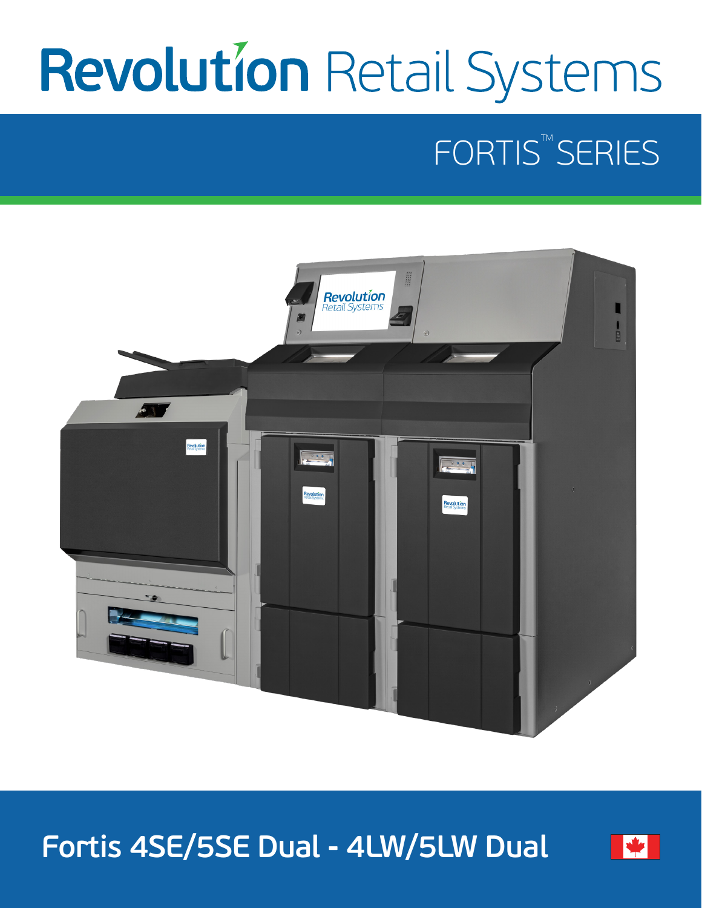# Revolution Retail Systems

## FORTIS™ SERIES

## Fortis 4SE/5SE Dual - 4LW/5LW Dual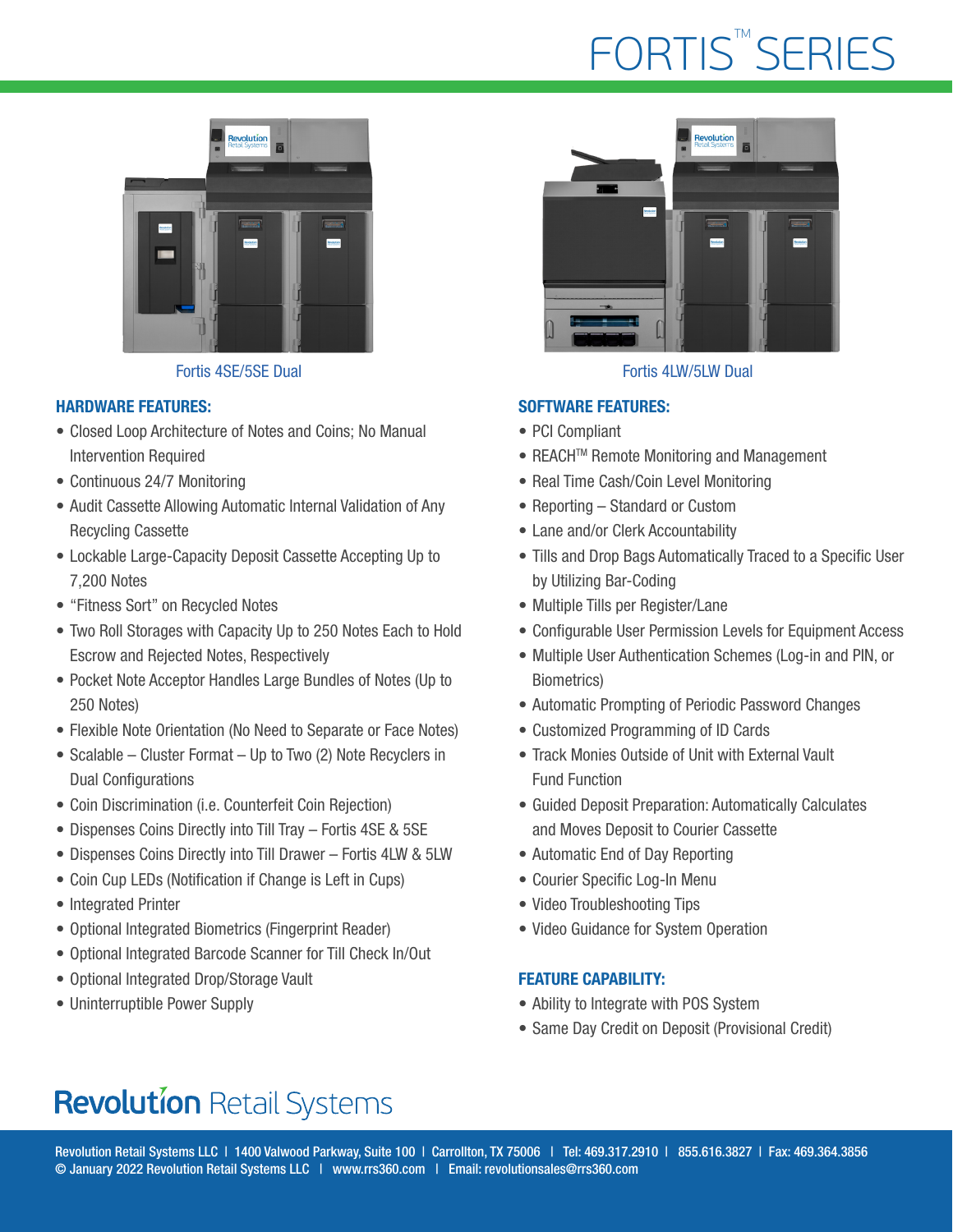# FORTIS™ SERIES

Fortis 4SE/5SE Dual

Fortis 4LW/5LW Dual

### HARDWARE FEATURES:

- Closed Loop Architecture of Notes and Coins; No Manual Intervention Required
- Continuous 24/7 Monitoring
- Audit Cassette Allowing Automatic Internal Validation of Any Recycling Cassette
- Lockable Large-Capacity Deposit Cassette Accepting Up to 7,200 Notes
- "Fitness Sort" on Recycled Notes
- Two Roll Storages with Capacity Up to 250 Notes Each to Hold Escrow and Rejected Notes, Respectively
- Pocket Note Acceptor Handles Large Bundles of Notes (Up to 250 Notes)
- Flexible Note Orientation (No Need to Separate or Face Notes)
- Scalable – Cluster Format – Up to Two (2) Note Recyclers in Dual Configurations
- Coin Discrimination (i.e. Counterfeit Coin Rejection)
- Dispenses Coins Directly into Till Tray – Fortis 4SE & 5SE
- Dispenses Coins Directly into Till Drawer – Fortis 4LW & 5LW
- Coin Cup LEDs (Notification if Change is Left in Cups)
- Integrated Printer
- Optional Integrated Biometrics (Fingerprint Reader)
- Optional Integrated Barcode Scanner for Till Check In/Out
- Optional Integrated Drop/Storage Vault
- Uninterruptible Power Supply

### SOFTWARE FEATURES:

- PCI Compliant
- REACH™ Remote Monitoring and Management
- Real Time Cash/Coin Level Monitoring
- Reporting – Standard or Custom
- Lane and/or Clerk Accountability
- Tills and Drop Bags Automatically Traced to a Specific User by Utilizing Bar-Coding
- Multiple Tills per Register/Lane
- Configurable User Permission Levels for Equipment Access
- Multiple User Authentication Schemes (Log-in and PIN, or Biometrics)
- Automatic Prompting of Periodic Password Changes
- Customized Programming of ID Cards
- Track Monies Outside of Unit with External Vault Fund Function
- Guided Deposit Preparation: Automatically Calculates and Moves Deposit to Courier Cassette
- Automatic End of Day Reporting
- Courier Specific Log-In Menu
- Video Troubleshooting Tips
- Video Guidance for System Operation

### FEATURE CAPABILITY:

- Ability to Integrate with POS System
- Same Day Credit on Deposit (Provisional Credit)

**Revolution** Retail Systems

Revolution Retail Systems LLC | 1400 Valwood Parkway, Suite 100 | Carrollton, TX 75006 | Tel: 469.317.2910 | 855.616.3827 | Fax: 469.364.3856
© January 2022 Revolution Retail Systems LLC | www.rrs360.com | Email: revolutionsales@rrs360.com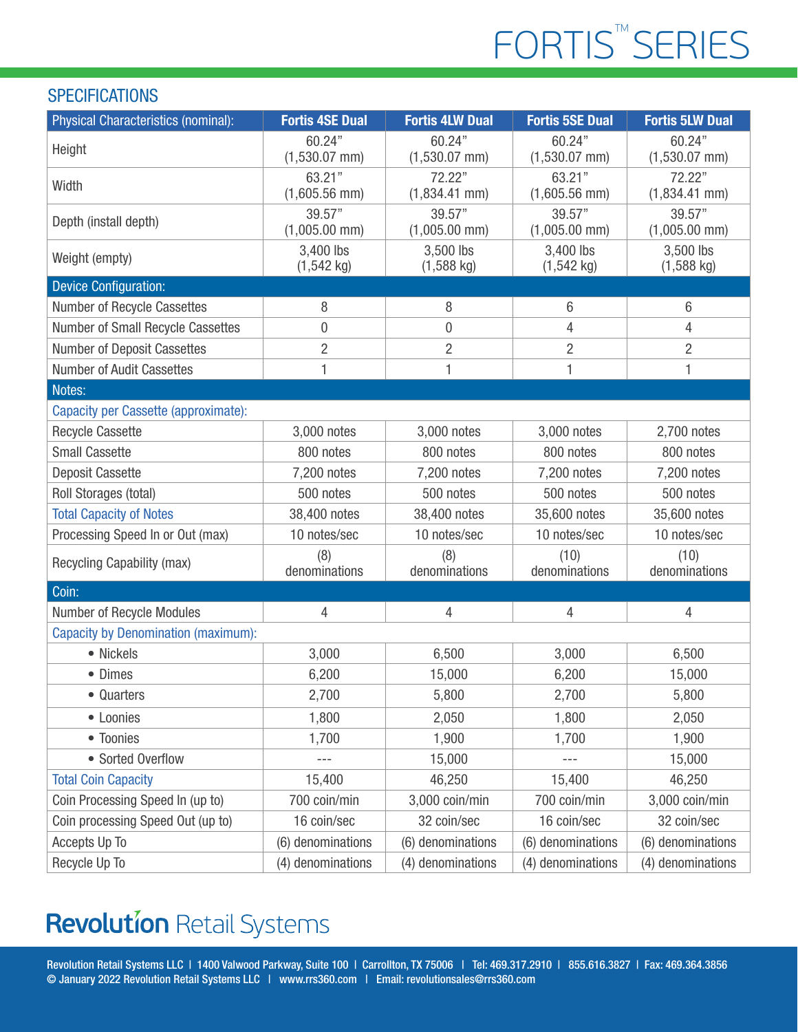# FORTIS™ SERIES

## SPECIFICATIONS

| Physical Characteristics (nominal): | Fortis 4SE Dual | Fortis 4LW Dual | Fortis 5SE Dual | Fortis 5LW Dual |
|---|---|---|---|---|
| Height | 60.24" (1,530.07 mm) | 60.24" (1,530.07 mm) | 60.24" (1,530.07 mm) | 60.24" (1,530.07 mm) |
| Width | 63.21" (1,605.56 mm) | 72.22" (1,834.41 mm) | 63.21" (1,605.56 mm) | 72.22" (1,834.41 mm) |
| Depth (install depth) | 39.57" (1,005.00 mm) | 39.57" (1,005.00 mm) | 39.57" (1,005.00 mm) | 39.57" (1,005.00 mm) |
| Weight (empty) | 3,400 lbs (1,542 kg) | 3,500 lbs (1,588 kg) | 3,400 lbs (1,542 kg) | 3,500 lbs (1,588 kg) |
| **Device Configuration:** | | | | |
| Number of Recycle Cassettes | 8 | 8 | 6 | 6 |
| Number of Small Recycle Cassettes | 0 | 0 | 4 | 4 |
| Number of Deposit Cassettes | 2 | 2 | 2 | 2 |
| Number of Audit Cassettes | 1 | 1 | 1 | 1 |
| **Notes:** | | | | |
| Capacity per Cassette (approximate): | | | | |
| Recycle Cassette | 3,000 notes | 3,000 notes | 3,000 notes | 2,700 notes |
| Small Cassette | 800 notes | 800 notes | 800 notes | 800 notes |
| Deposit Cassette | 7,200 notes | 7,200 notes | 7,200 notes | 7,200 notes |
| Roll Storages (total) | 500 notes | 500 notes | 500 notes | 500 notes |
| Total Capacity of Notes | 38,400 notes | 38,400 notes | 35,600 notes | 35,600 notes |
| Processing Speed In or Out (max) | 10 notes/sec | 10 notes/sec | 10 notes/sec | 10 notes/sec |
| Recycling Capability (max) | (8) denominations | (8) denominations | (10) denominations | (10) denominations |
| **Coin:** | | | | |
| Number of Recycle Modules | 4 | 4 | 4 | 4 |
| Capacity by Denomination (maximum): | | | | |
| • Nickels | 3,000 | 6,500 | 3,000 | 6,500 |
| • Dimes | 6,200 | 15,000 | 6,200 | 15,000 |
| • Quarters | 2,700 | 5,800 | 2,700 | 5,800 |
| • Loonies | 1,800 | 2,050 | 1,800 | 2,050 |
| • Toonies | 1,700 | 1,900 | 1,700 | 1,900 |
| • Sorted Overflow | --- | 15,000 | --- | 15,000 |
| Total Coin Capacity | 15,400 | 46,250 | 15,400 | 46,250 |
| Coin Processing Speed In (up to) | 700 coin/min | 3,000 coin/min | 700 coin/min | 3,000 coin/min |
| Coin processing Speed Out (up to) | 16 coin/sec | 32 coin/sec | 16 coin/sec | 32 coin/sec |
| Accepts Up To | (6) denominations | (6) denominations | (6) denominations | (6) denominations |
| Recycle Up To | (4) denominations | (4) denominations | (4) denominations | (4) denominations |

**Revolution** Retail Systems

Revolution Retail Systems LLC | 1400 Valwood Parkway, Suite 100 | Carrollton, TX 75006 | Tel: 469.317.2910 | 855.616.3827 | Fax: 469.364.3856
© January 2022 Revolution Retail Systems LLC | www.rrs360.com | Email: revolutionsales@rrs360.com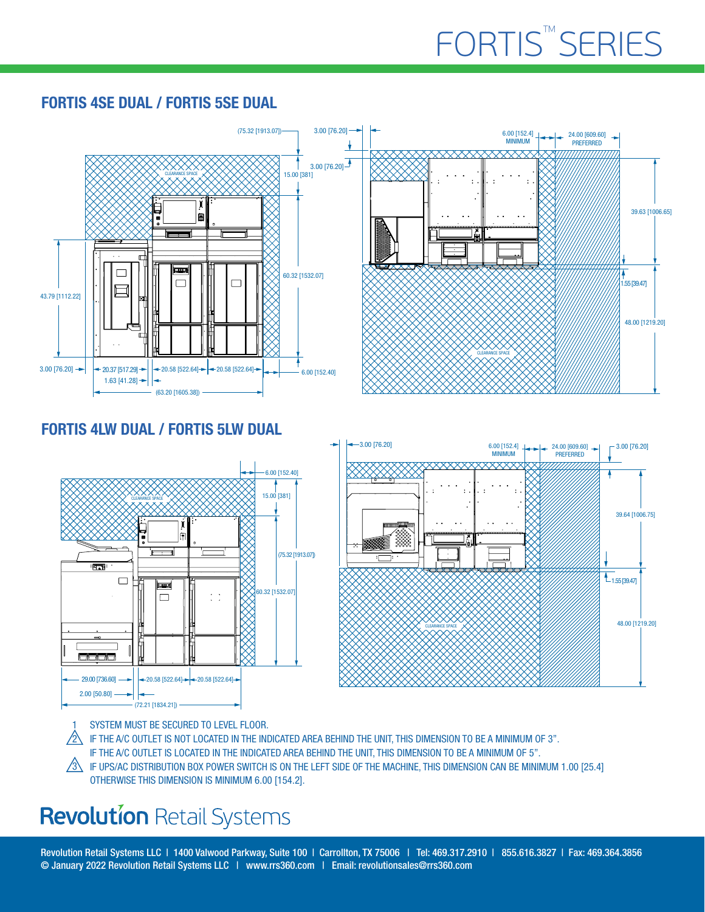# FORTIS™ SERIES

## FORTIS 4SE DUAL / FORTIS 5SE DUAL

(75.32 [1913.07])
3.00 [76.20]
3.00 [76.20]
15.00 [381]
CLEARANCE SPACE
6.00 [152.4]
MINIMUM
24.00 [609.60]
PREFERRED
39.63 [1006.65]
43.79 [1112.22]
60.32 [1532.07]
1.55 [39.47]
48.00 [1219.20]
CLEARANCE SPACE
3.00 [76.20]
20.37 [517.29]
20.58 [522.64]
20.58 [522.64]
6.00 [152.40]
1.63 [41.28]
(63.20 [1605.38])

## FORTIS 4LW DUAL / FORTIS 5LW DUAL

3.00 [76.20]
6.00 [152.4]
MINIMUM
24.00 [609.60]
PREFERRED
3.00 [76.20]
6.00 [152.40]
15.00 [381]
CLEARANCE SPACE
39.64 [1006.75]
(75.32 [1913.07])
1.55 [39.47]
60.32 [1532.07]
CLEARANCE SPACE
48.00 [1219.20]
29.00 [736.60]
20.58 [522.64]
20.58 [522.64]
2.00 [50.80]
(72.21 [1834.21])

1. SYSTEM MUST BE SECURED TO LEVEL FLOOR.
2. IF THE A/C OUTLET IS NOT LOCATED IN THE INDICATED AREA BEHIND THE UNIT, THIS DIMENSION TO BE A MINIMUM OF 3".
   IF THE A/C OUTLET IS LOCATED IN THE INDICATED AREA BEHIND THE UNIT, THIS DIMENSION TO BE A MINIMUM OF 5".
3. IF UPS/AC DISTRIBUTION BOX POWER SWITCH IS ON THE LEFT SIDE OF THE MACHINE, THIS DIMENSION CAN BE MINIMUM 1.00 [25.4] OTHERWISE THIS DIMENSION IS MINIMUM 6.00 [154.2].

**Revolution** Retail Systems

Revolution Retail Systems LLC | 1400 Valwood Parkway, Suite 100 | Carrollton, TX 75006 | Tel: 469.317.2910 | 855.616.3827 | Fax: 469.364.3856
© January 2022 Revolution Retail Systems LLC | www.rrs360.com | Email: revolutionsales@rrs360.com